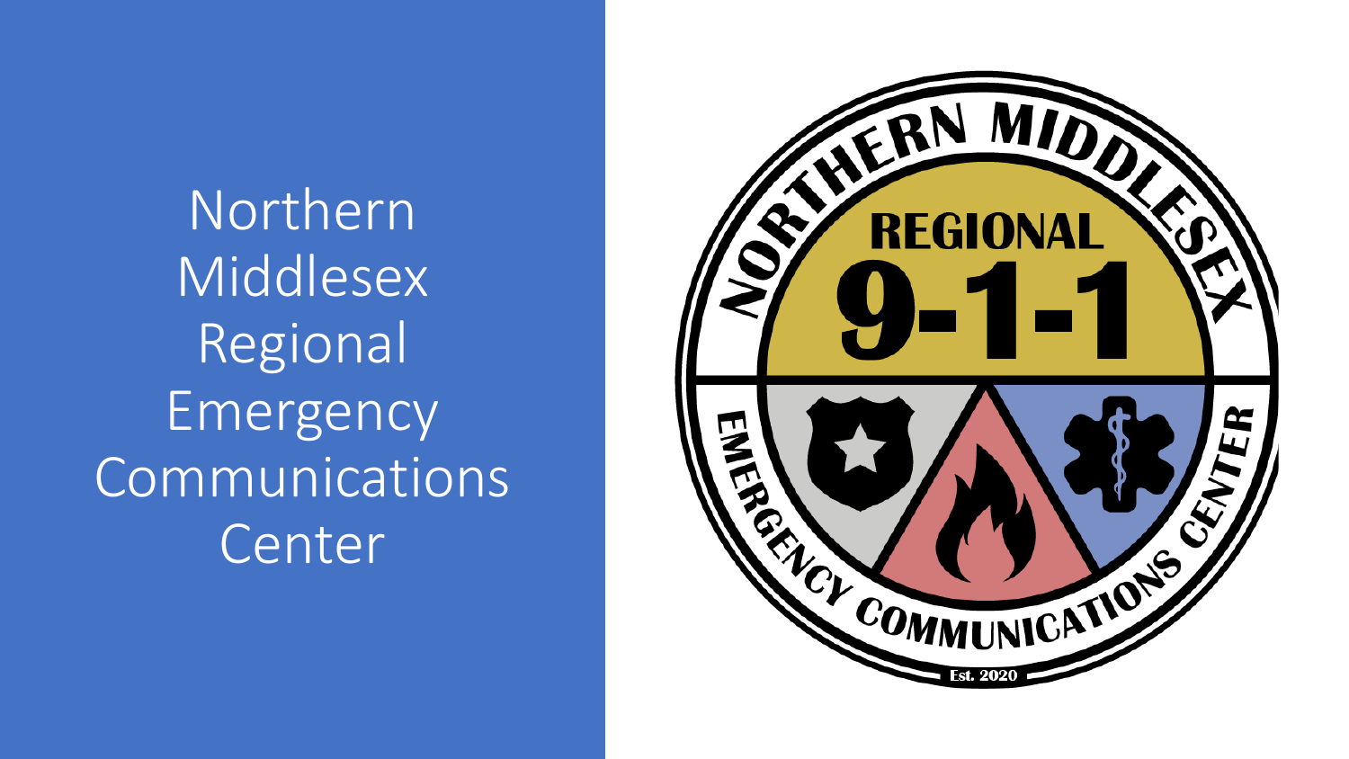# Northern Middlesex Regional Emergency Communications Center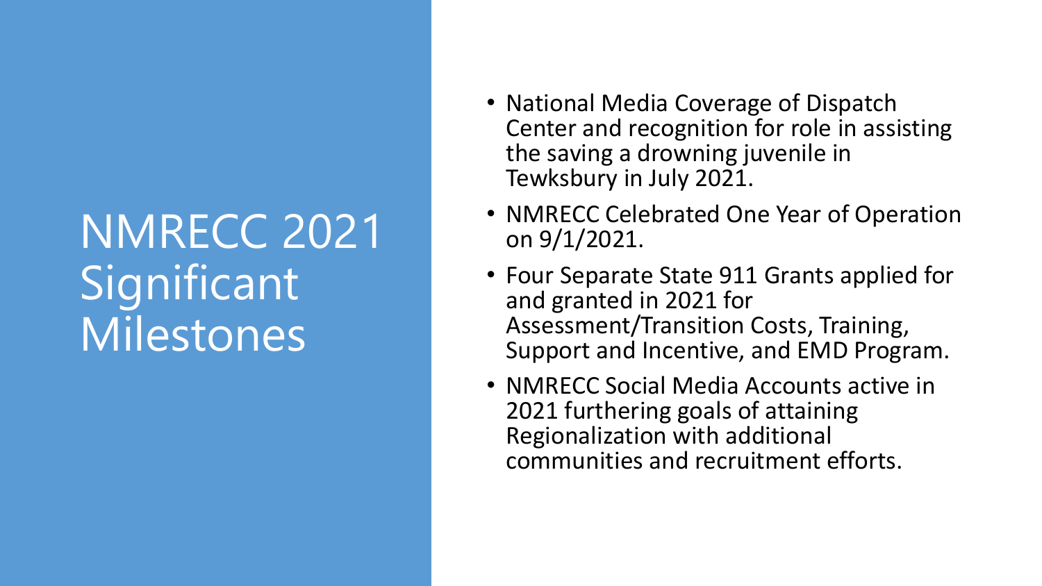# NMRECC 2021 Significant Milestones

- National Media Coverage of Dispatch Center and recognition for role in assisting the saving a drowning juvenile in Tewksbury in July 2021.
- NMRECC Celebrated One Year of Operation on 9/1/2021.
- Four Separate State 911 Grants applied for and granted in 2021 for Assessment/Transition Costs, Training, Support and Incentive, and EMD Program.
- NMRECC Social Media Accounts active in 2021 furthering goals of attaining Regionalization with additional communities and recruitment efforts.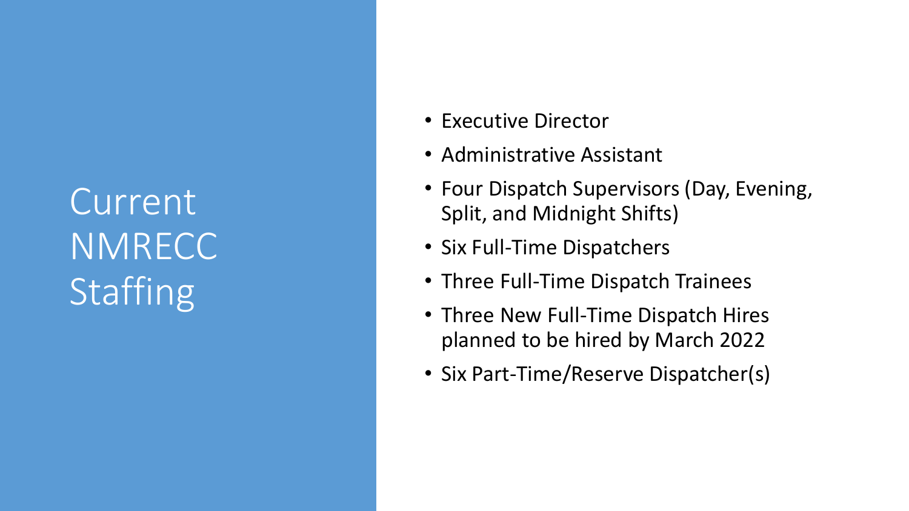# Current NMRECC Staffing

- Executive Director
- Administrative Assistant
- Four Dispatch Supervisors (Day, Evening, Split, and Midnight Shifts)
- Six Full-Time Dispatchers
- Three Full-Time Dispatch Trainees
- Three New Full-Time Dispatch Hires planned to be hired by March 2022
- Six Part-Time/Reserve Dispatcher(s)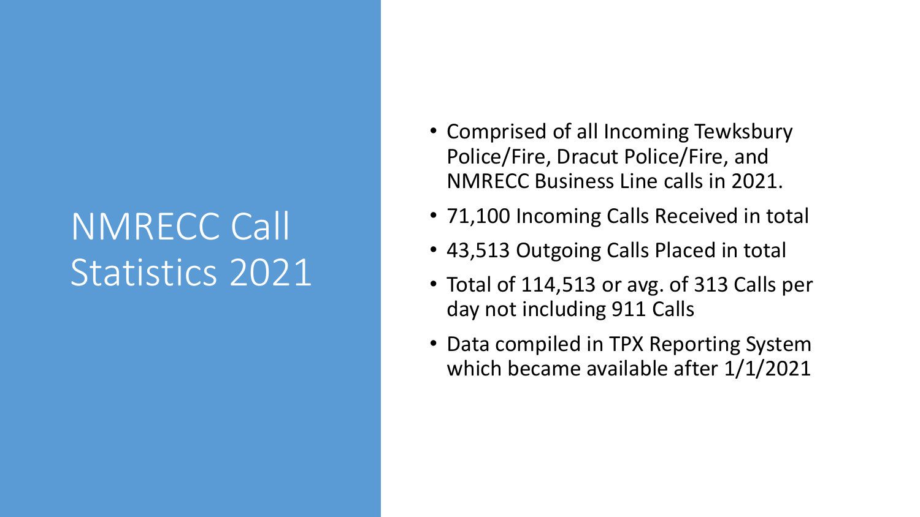# NMRECC Call Statistics 2021

- Comprised of all Incoming Tewksbury Police/Fire, Dracut Police/Fire, and NMRECC Business Line calls in 2021.
- 71,100 Incoming Calls Received in total
- 43,513 Outgoing Calls Placed in total
- Total of 114,513 or avg. of 313 Calls per day not including 911 Calls
- Data compiled in TPX Reporting System which became available after 1/1/2021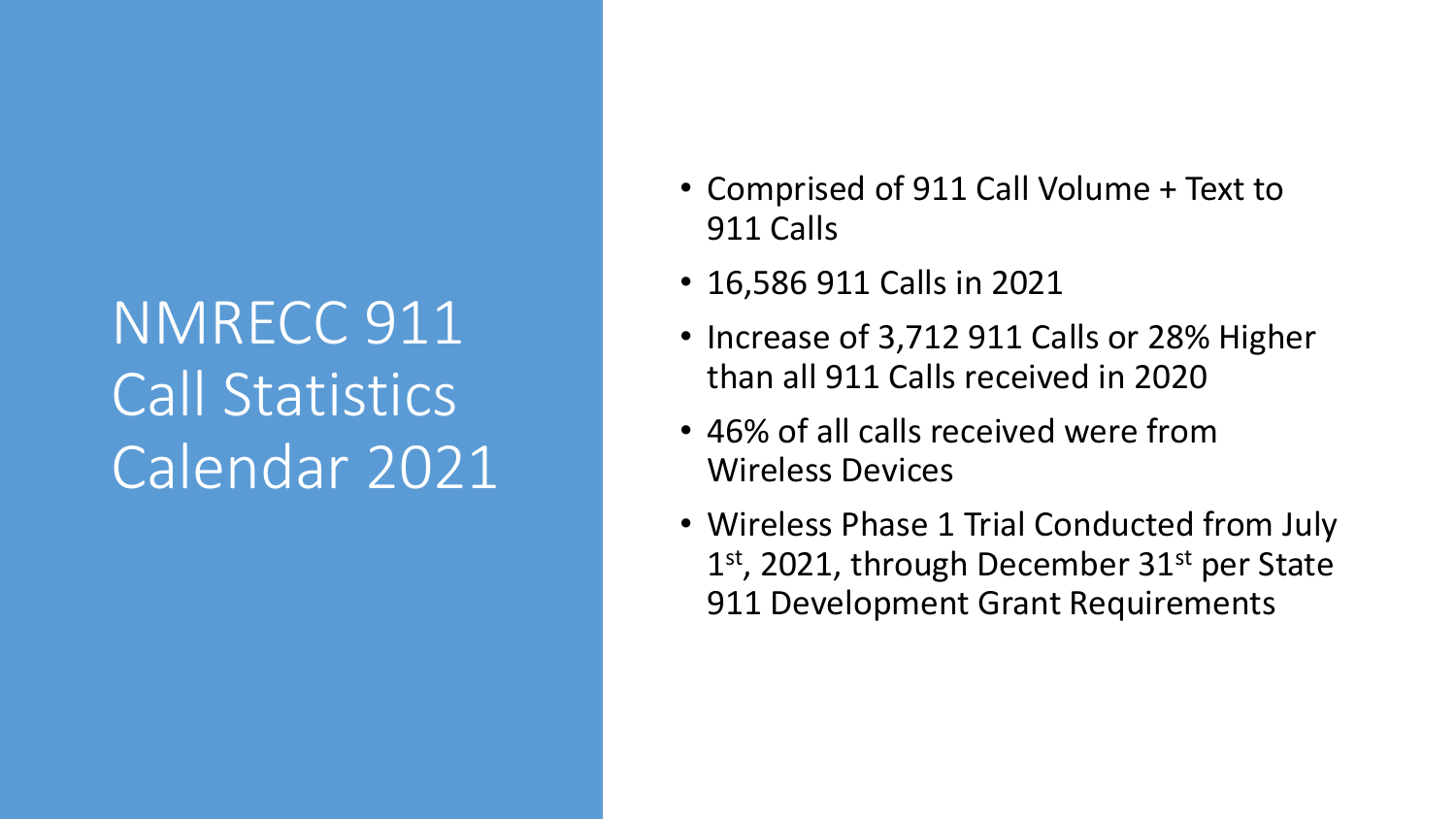# NMRECC 911 Call Statistics Calendar 2021

- Comprised of 911 Call Volume + Text to 911 Calls
- 16,586 911 Calls in 2021
- Increase of 3,712 911 Calls or 28% Higher than all 911 Calls received in 2020
- 46% of all calls received were from Wireless Devices
- Wireless Phase 1 Trial Conducted from July 1st, 2021, through December 31st per State 911 Development Grant Requirements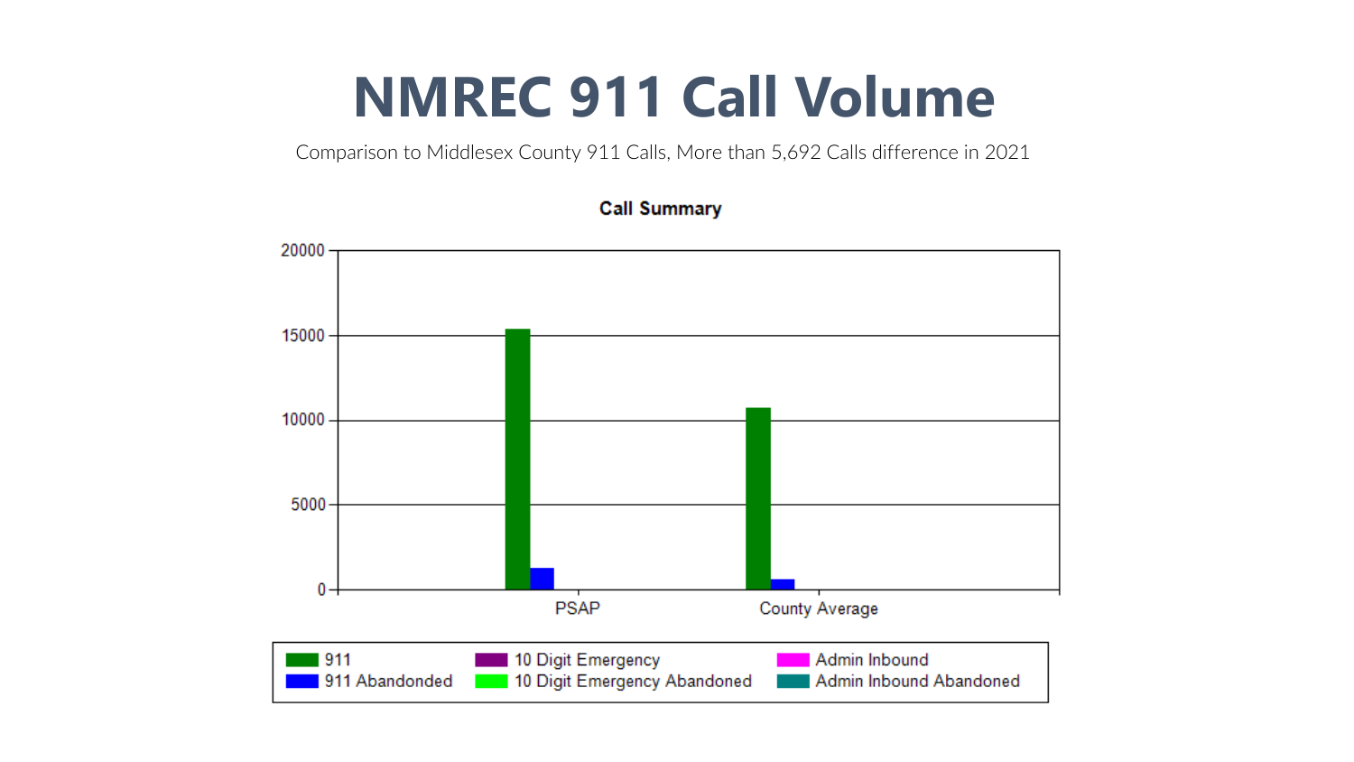# NMREC 911 Call Volume

Comparison to Middlesex County 911 Calls, More than 5,692 Calls difference in 2021

Call Summary

20000
15000
10000
5000
0

PSAP
County Average

911
911 Abandonded
10 Digit Emergency
10 Digit Emergency Abandoned
Admin Inbound
Admin Inbound Abandoned